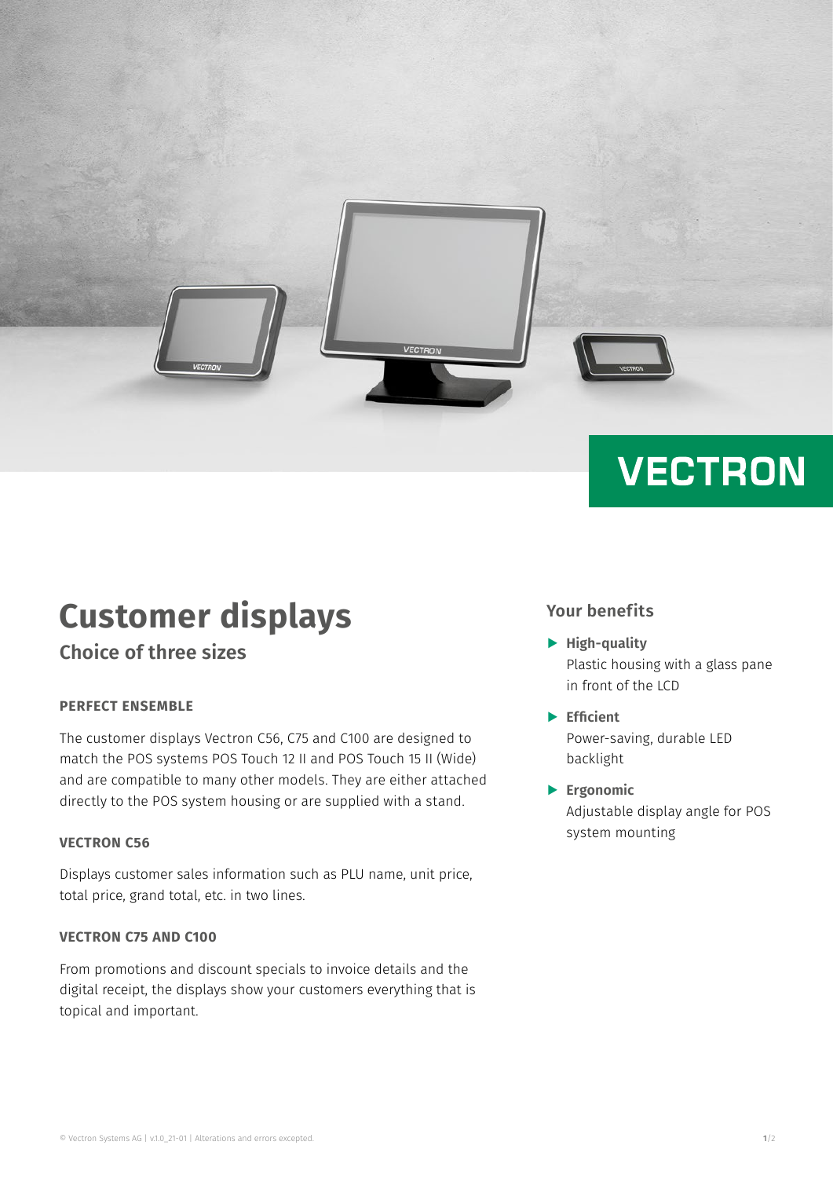# Customer displays

## Choice of three sizes

### PERFECT ENSEMBLE

The customer displays Vectron C56, C75 and C100 are designed to match the POS systems POS Touch 12 II and POS Touch 15 II (Wide) and are compatible to many other models. They are either attached directly to the POS system housing or are supplied with a stand.

### VECTRON C56

Displays customer sales information such as PLU name, unit price, total price, grand total, etc. in two lines.

### VECTRON C75 AND C100

From promotions and discount specials to invoice details and the digital receipt, the displays show your customers everything that is topical and important.

## Your benefits

- **High-quality**
  Plastic housing with a glass pane in front of the LCD
- **Efficient**
  Power-saving, durable LED backlight
- **Ergonomic**
  Adjustable display angle for POS system mounting

© Vectron Systems AG | v1.0_21-01 | Alterations and errors excepted.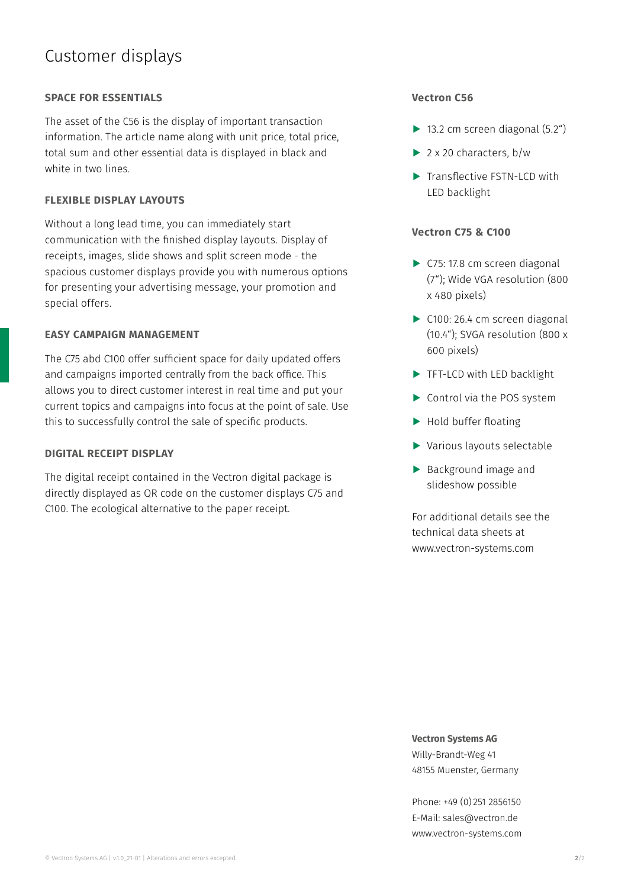# Customer displays

### SPACE FOR ESSENTIALS

The asset of the C56 is the display of important transaction information. The article name along with unit price, total price, total sum and other essential data is displayed in black and white in two lines.

### FLEXIBLE DISPLAY LAYOUTS

Without a long lead time, you can immediately start communication with the finished display layouts. Display of receipts, images, slide shows and split screen mode - the spacious customer displays provide you with numerous options for presenting your advertising message, your promotion and special offers.

### EASY CAMPAIGN MANAGEMENT

The C75 abd C100 offer sufficient space for daily updated offers and campaigns imported centrally from the back office. This allows you to direct customer interest in real time and put your current topics and campaigns into focus at the point of sale. Use this to successfully control the sale of specific products.

### DIGITAL RECEIPT DISPLAY

The digital receipt contained in the Vectron digital package is directly displayed as QR code on the customer displays C75 and C100. The ecological alternative to the paper receipt.

### Vectron C56

- 13.2 cm screen diagonal (5.2")
- 2 x 20 characters, b/w
- Transflective FSTN-LCD with LED backlight

### Vectron C75 & C100

- C75: 17.8 cm screen diagonal (7"); Wide VGA resolution (800 x 480 pixels)
- C100: 26.4 cm screen diagonal (10.4"); SVGA resolution (800 x 600 pixels)
- TFT-LCD with LED backlight
- Control via the POS system
- Hold buffer floating
- Various layouts selectable
- Background image and slideshow possible

For additional details see the technical data sheets at www.vectron-systems.com

**Vectron Systems AG**
Willy-Brandt-Weg 41
48155 Muenster, Germany

Phone: +49 (0) 251 2856150
E-Mail: sales@vectron.de
www.vectron-systems.com

© Vectron Systems AG | v1.0_21-01 | Alterations and errors excepted.